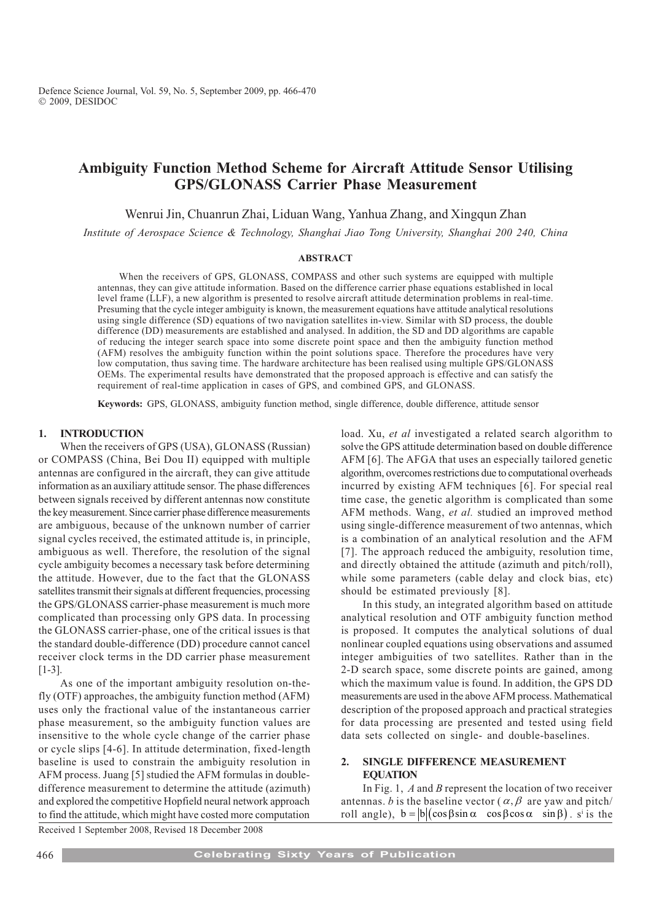# Ambiguity Function Method Scheme for Aircraft Attitude Sensor Utilising GPS/GLONASS Carrier Phase Measurement

Wenrui Jin, Chuanrun Zhai, Liduan Wang, Yanhua Zhang, and Xingqun Zhan

*Institute of Aerospace Science & Technology, Shanghai Jiao Tong University, Shanghai 200 240, China*

## ABSTRACT

When the receivers of GPS, GLONASS, COMPASS and other such systems are equipped with multiple antennas, they can give attitude information. Based on the difference carrier phase equations established in local level frame (LLF), a new algorithm is presented to resolve aircraft attitude determination problems in real-time. Presuming that the cycle integer ambiguity is known, the measurement equations have attitude analytical resolutions using single difference (SD) equations of two navigation satellites in-view. Similar with SD process, the double difference (DD) measurements are established and analysed. In addition, the SD and DD algorithms are capable of reducing the integer search space into some discrete point space and then the ambiguity function method (AFM) resolves the ambiguity function within the point solutions space. Therefore the procedures have very low computation, thus saving time. The hardware architecture has been realised using multiple GPS/GLONASS OEMs. The experimental results have demonstrated that the proposed approach is effective and can satisfy the requirement of real-time application in cases of GPS, and combined GPS, and GLONASS.

**Keywords:** GPS, GLONASS, ambiguity function method, single difference, double difference, attitude sensor

## 1. INTRODUCTION

When the receivers of GPS (USA), GLONASS (Russian) or COMPASS (China, Bei Dou II) equipped with multiple antennas are configured in the aircraft, they can give attitude information as an auxiliary attitude sensor. The phase differences between signals received by different antennas now constitute the key measurement. Since carrier phase difference measurements are ambiguous, because of the unknown number of carrier signal cycles received, the estimated attitude is, in principle, ambiguous as well. Therefore, the resolution of the signal cycle ambiguity becomes a necessary task before determining the attitude. However, due to the fact that the GLONASS satellites transmit their signals at different frequencies, processing the GPS/GLONASS carrier-phase measurement is much more complicated than processing only GPS data. In processing the GLONASS carrier-phase, one of the critical issues is that the standard double-difference (DD) procedure cannot cancel receiver clock terms in the DD carrier phase measurement [1-3].

As one of the important ambiguity resolution on-the-fly (OTF) approaches, the ambiguity function method (AFM) uses only the fractional value of the instantaneous carrier phase measurement, so the ambiguity function values are insensitive to the whole cycle change of the carrier phase or cycle slips [4-6]. In attitude determination, fixed-length baseline is used to constrain the ambiguity resolution in AFM process. Juang [5] studied the AFM formulas in double-difference measurement to determine the attitude (azimuth) and explored the competitive Hopfield neural network approach to find the attitude, which might have costed more computation load. Xu, *et al* investigated a related search algorithm to solve the GPS attitude determination based on double difference AFM [6]. The AFGA that uses an especially tailored genetic algorithm, overcomes restrictions due to computational overheads incurred by existing AFM techniques [6]. For special real time case, the genetic algorithm is complicated than some AFM methods. Wang, *et al.* studied an improved method using single-difference measurement of two antennas, which is a combination of an analytical resolution and the AFM [7]. The approach reduced the ambiguity, resolution time, and directly obtained the attitude (azimuth and pitch/roll), while some parameters (cable delay and clock bias, etc) should be estimated previously [8].

In this study, an integrated algorithm based on attitude analytical resolution and OTF ambiguity function method is proposed. It computes the analytical solutions of dual nonlinear coupled equations using observations and assumed integer ambiguities of two satellites. Rather than in the 2-D search space, some discrete points are gained, among which the maximum value is found. In addition, the GPS DD measurements are used in the above AFM process. Mathematical description of the proposed approach and practical strategies for data processing are presented and tested using field data sets collected on single- and double-baselines.

## 2. SINGLE DIFFERENCE MEASUREMENT EQUATION

In Fig. 1, $A$ and $B$ represent the location of two receiver antennas. $b$ is the baseline vector ($\alpha, \beta$ are yaw and pitch/roll angle), $b = |b|(\cos\beta\sin\alpha \quad \cos\beta\cos\alpha \quad \sin\beta)$. $s^i$ is the

Received 1 September 2008, Revised 18 December 2008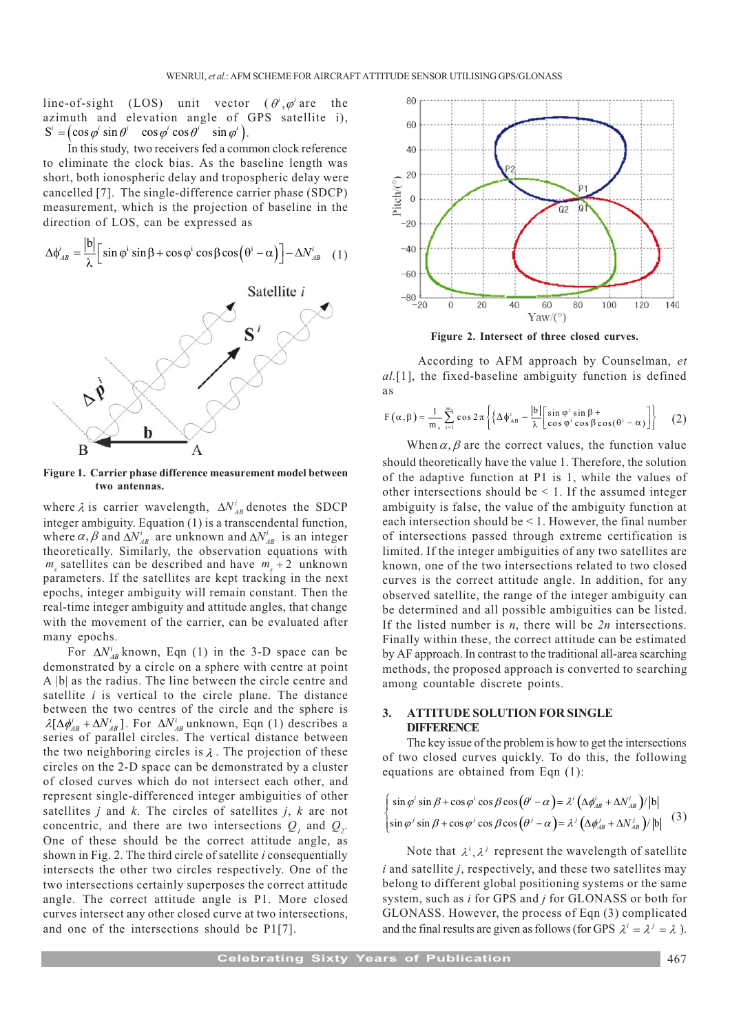line-of-sight (LOS) unit vector ($\theta^i, \varphi^i$ are the azimuth and elevation angle of GPS satellite i), $S^i = \left(\cos\varphi^i \sin\theta^i \quad \cos\varphi^i \cos\theta^i \quad \sin\varphi^i\right)$.

In this study, two receivers fed a common clock reference to eliminate the clock bias. As the baseline length was short, both ionospheric delay and tropospheric delay were cancelled [7]. The single-difference carrier phase (SDCP) measurement, which is the projection of baseline in the direction of LOS, can be expressed as

$$\Delta\phi^i_{AB} = \frac{|b|}{\lambda}\left[\sin\varphi^i \sin\beta + \cos\varphi^i \cos\beta \cos\left(\theta^i - \alpha\right)\right] - \Delta N^i_{AB} \quad (1)$$

**Figure 1. Carrier phase difference measurement model between two antennas.**

where $\lambda$ is carrier wavelength, $\Delta N^i_{AB}$ denotes the SDCP integer ambiguity. Equation (1) is a transcendental function, where $\alpha, \beta$ and $\Delta N^i_{AB}$ are unknown and $\Delta N^i_{AB}$ is an integer theoretically. Similarly, the observation equations with $m_s$ satellites can be described and have $m_s + 2$ unknown parameters. If the satellites are kept tracking in the next epochs, integer ambiguity will remain constant. Then the real-time integer ambiguity and attitude angles, that change with the movement of the carrier, can be evaluated after many epochs.

For $\Delta N^i_{AB}$ known, Eqn (1) in the 3-D space can be demonstrated by a circle on a sphere with centre at point A |b| as the radius. The line between the circle centre and satellite $i$ is vertical to the circle plane. The distance between the two centres of the circle and the sphere is $\lambda[\Delta\phi^i_{AB} + \Delta N^i_{AB}]$. For $\Delta N^i_{AB}$ unknown, Eqn (1) describes a series of parallel circles. The vertical distance between the two neighboring circles is $\lambda$. The projection of these circles on the 2-D space can be demonstrated by a cluster of closed curves which do not intersect each other, and represent single-differenced integer ambiguities of other satellites $j$ and $k$. The circles of satellites $j$, $k$ are not concentric, and there are two intersections $Q_1$ and $Q_2$. One of these should be the correct attitude angle, as shown in Fig. 2. The third circle of satellite $i$ consequentially intersects the other two circles respectively. One of the two intersections certainly superposes the correct attitude angle. The correct attitude angle is P1. More closed curves intersect any other closed curve at two intersections, and one of the intersections should be P1[7].

**Figure 2. Intersect of three closed curves.**

According to AFM approach by Counselman, *et al.*[1], the fixed-baseline ambiguity function is defined as

$$F(\alpha,\beta) = \frac{1}{m_s}\sum_{i=1}^{m_s} \cos 2\pi\left\{\left\{\Delta\phi^i_{AB} - \frac{|b|}{\lambda}\left[\begin{array}{l}\sin\varphi^i \sin\beta + \\ \cos\varphi^i \cos\beta \cos(\theta^i - \alpha)\end{array}\right]\right\}\right\} \quad (2)$$

When $\alpha, \beta$ are the correct values, the function value should theoretically have the value 1. Therefore, the solution of the adaptive function at P1 is 1, while the values of other intersections should be < 1. If the assumed integer ambiguity is false, the value of the ambiguity function at each intersection should be < 1. However, the final number of intersections passed through extreme certification is limited. If the integer ambiguities of any two satellites are known, one of the two intersections related to two closed curves is the correct attitude angle. In addition, for any observed satellite, the range of the integer ambiguity can be determined and all possible ambiguities can be listed. If the listed number is $n$, there will be $2n$ intersections. Finally within these, the correct attitude can be estimated by AF approach. In contrast to the traditional all-area searching methods, the proposed approach is converted to searching among countable discrete points.

## 3. ATTITUDE SOLUTION FOR SINGLE DIFFERENCE

The key issue of the problem is how to get the intersections of two closed curves quickly. To do this, the following equations are obtained from Eqn (1):

$$\begin{cases} \sin\varphi^i \sin\beta + \cos\varphi^i \cos\beta\cos\left(\theta^i - \alpha\right) = \lambda^i\left(\Delta\phi^i_{AB} + \Delta N^i_{AB}\right)/|b| \\ \sin\varphi^j \sin\beta + \cos\varphi^j \cos\beta\cos\left(\theta^j - \alpha\right) = \lambda^j\left(\Delta\phi^j_{AB} + \Delta N^j_{AB}\right)/|b| \end{cases} \quad (3)$$

Note that $\lambda^i, \lambda^j$ represent the wavelength of satellite $i$ and satellite $j$, respectively, and these two satellites may belong to different global positioning systems or the same system, such as $i$ for GPS and $j$ for GLONASS or both for GLONASS. However, the process of Eqn (3) complicated and the final results are given as follows (for GPS $\lambda^i, \lambda^j = \lambda$ ).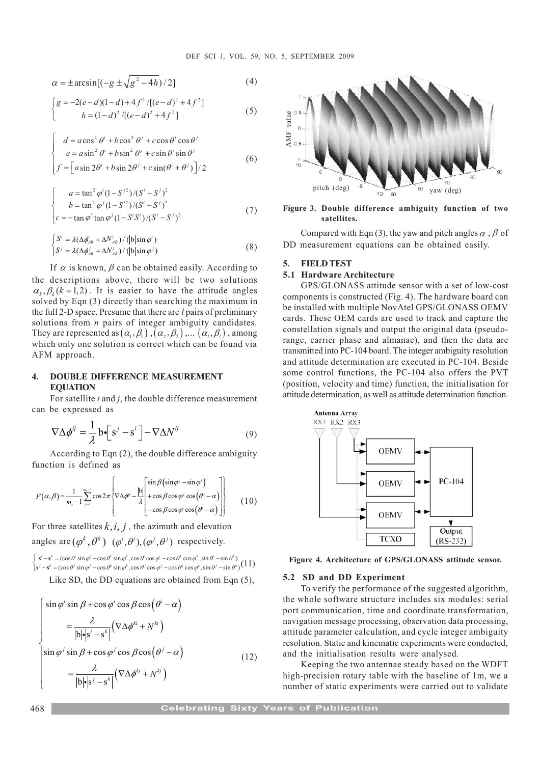$$\alpha = \pm \arcsin[(-g \pm \sqrt{g^2 - 4h})/2] \tag{4}$$

$$\begin{cases} g = -2(e-d)(1-d) + 4f^2/[(e-d)^2 + 4f^2] \\ h = (1-d)^2/[(e-d)^2 + 4f^2] \end{cases} \tag{5}$$

$$\begin{cases} d = a\cos^2\theta^i + b\cos^2\theta^j + c\cos\theta^i\cos\theta^j \\ e = a\sin^2\theta^i + b\sin^2\theta^j + c\sin\theta^i\sin\theta^j \\ f = \left[a\sin 2\theta^i + b\sin 2\theta^j + c\sin(\theta^i + \theta^j)\right]/2 \end{cases} \tag{6}$$

$$\begin{cases} a = \tan^2\varphi^i(1 - S^{j2})/(S^i - S^j)^2 \\ b = \tan^2\varphi^j(1 - S^{i2})/(S^i - S^j)^2 \\ c = -\tan\varphi^i\tan\varphi^j(1 - S^iS^i)/(S^i - S^j)^2 \end{cases} \tag{7}$$

$$\begin{cases} S^i = \lambda(\Delta\phi^i_{AB} + \Delta N^i_{AB})/(|\mathrm{b}|\sin\varphi^i) \\ S^j = \lambda(\Delta\phi^j_{AB} + \Delta N^j_{AB})/(|\mathrm{b}|\sin\varphi^j) \end{cases} \tag{8}$$

If $\alpha$ is known, $\beta$ can be obtained easily. According to the descriptions above, there will be two solutions $\alpha_k, \beta_k (k = 1,2)$. It is easier to have the attitude angles solved by Eqn (3) directly than searching the maximum in the full 2-D space. Presume that there are $l$ pairs of preliminary solutions from $n$ pairs of integer ambiguity candidates. They are represented as $(\alpha_1, \beta_1), (\alpha_2, \beta_2), \ldots (\alpha_l, \beta_l)$, among which only one solution is correct which can be found via AFM approach.

## 4. DOUBLE DIFFERENCE MEASUREMENT EQUATION

For satellite $i$ and $j$, the double difference measurement can be expressed as

$$\nabla\Delta\phi^{ij} = \frac{1}{\lambda}\mathrm{b}\bullet\left[\mathrm{s}^j - \mathrm{s}^i\right] - \nabla\Delta N^{ij} \tag{9}$$

According to Eqn (2), the double difference ambiguity function is defined as

$$F(\alpha,\beta) = \frac{1}{m_s - 1}\sum_{j=1}^{m_s - 1}\cos 2\pi\left\{\nabla\Delta\phi^{ij} - \frac{|\mathrm{b}|}{\lambda}\begin{bmatrix}\sin\beta\left(\sin\varphi^j - \sin\varphi^i\right) \\ +\cos\beta\cos\varphi^j\cos\left(\theta^j - \alpha\right) \\ -\cos\beta\cos\varphi^i\cos\left(\theta^i - \alpha\right)\end{bmatrix}\right\} \tag{10}$$

For three satellites $k, i, j$, the azimuth and elevation angles are $(\varphi^k, \theta^k)$ $(\varphi^i, \theta^i), (\varphi^j, \theta^j)$ respectively.

$$\begin{cases} \mathbf{s}^i - \mathbf{s}^k = (\cos\theta^i\sin\varphi^i - \cos\theta^k\sin\varphi^k, \cos\theta^i\cos\varphi^i - \cos\theta^k\cos\varphi^k, \sin\theta^i - \sin\theta^k) \\ \mathbf{s}^j - \mathbf{s}^k = (\cos\theta^j\sin\varphi^j - \cos\theta^k\sin\varphi^k, \cos\theta^j\cos\varphi^j - \cos\theta^k\cos\varphi^k, \sin\theta^j - \sin\theta^k) \end{cases} \tag{11}$$

Like SD, the DD equations are obtained from Eqn (5),

$$\begin{cases} \sin\varphi^i\sin\beta + \cos\varphi^i\cos\beta\cos\left(\theta^i - \alpha\right) \\ \quad = \dfrac{\lambda}{|\mathrm{b}|\bullet\left|\mathrm{s}^i - \mathrm{s}^k\right|}\left(\nabla\Delta\phi^{ki} + N^{ki}\right) \\ \sin\varphi^j\sin\beta + \cos\varphi^j\cos\beta\cos\left(\theta^j - \alpha\right) \\ \quad = \dfrac{\lambda}{|\mathrm{b}|\bullet\left|\mathrm{s}^j - \mathrm{s}^k\right|}\left(\nabla\Delta\phi^{kj} + N^{kj}\right) \end{cases} \tag{12}$$

**Figure 3. Double difference ambiguity function of two satellites.**

Compared with Eqn (3), the yaw and pitch angles $\alpha$, $\beta$ of DD measurement equations can be obtained easily.

## 5. FIELD TEST

### 5.1 Hardware Architecture

GPS/GLONASS attitude sensor with a set of low-cost components is constructed (Fig. 4). The hardware board can be installed with multiple NovAtel GPS/GLONASS OEMV cards. These OEM cards are used to track and capture the constellation signals and output the original data (pseudo-range, carrier phase and almanac), and then the data are transmitted into PC-104 board. The integer ambiguity resolution and attitude determination are executed in PC-104. Beside some control functions, the PC-104 also offers the PVT (position, velocity and time) function, the initialisation for attitude determination, as well as attitude determination function.

**Figure 4. Architecture of GPS/GLONASS attitude sensor.**

### 5.2 SD and DD Experiment

To verify the performance of the suggested algorithm, the whole software structure includes six modules: serial port communication, time and coordinate transformation, navigation message processing, observation data processing, attitude parameter calculation, and cycle integer ambiguity resolution. Static and kinematic experiments were conducted, and the initialisation results were analysed.

Keeping the two antennae steady based on the WDFT high-precision rotary table with the baseline of 1m, we a number of static experiments were carried out to validate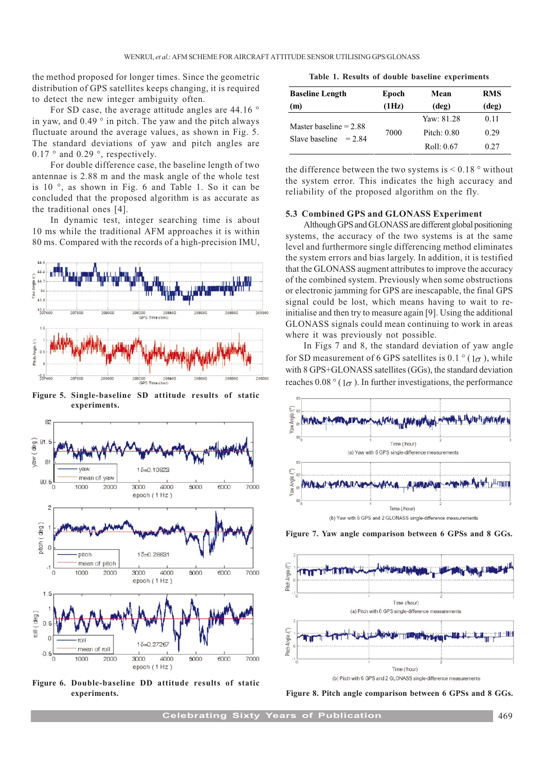the method proposed for longer times. Since the geometric distribution of GPS satellites keeps changing, it is required to detect the new integer ambiguity often.

For SD case, the average attitude angles are 44.16 ° in yaw, and 0.49 ° in pitch. The yaw and the pitch always fluctuate around the average values, as shown in Fig. 5. The standard deviations of yaw and pitch angles are 0.17 ° and 0.29 °, respectively.

For double difference case, the baseline length of two antennae is 2.88 m and the mask angle of the whole test is 10 °, as shown in Fig. 6 and Table 1. So it can be concluded that the proposed algorithm is as accurate as the traditional ones [4].

In dynamic test, integer searching time is about 10 ms while the traditional AFM approaches it is within 80 ms. Compared with the records of a high-precision IMU, the difference between the two systems is < 0.18 ° without the system error. This indicates the high accuracy and reliability of the proposed algorithm on the fly.

**Figure 5. Single-baseline SD attitude results of static experiments.**

**Figure 6. Double-baseline DD attitude results of static experiments.**

**Table 1. Results of double baseline experiments**

| Baseline Length (m) | Epoch (1Hz) | Mean (deg) | RMS (deg) |
|---|---|---|---|
| Master baseline = 2.88 | 7000 | Yaw: 81.28 | 0.11 |
| Slave baseline = 2.84 | | Pitch: 0.80 | 0.29 |
| | | Roll: 0.67 | 0.27 |

### 5.3 Combined GPS and GLONASS Experiment

Although GPS and GLONASS are different global positioning systems, the accuracy of the two systems is at the same level and furthermore single differencing method eliminates the system errors and bias largely. In addition, it is testified that the GLONASS augment attributes to improve the accuracy of the combined system. Previously when some obstructions or electronic jamming for GPS are inescapable, the final GPS signal could be lost, which means having to wait to re-initialise and then try to measure again [9]. Using the additional GLONASS signals could mean continuing to work in areas where it was previously not possible.

In Figs 7 and 8, the standard deviation of yaw angle for SD measurement of 6 GPS satellites is 0.1 ° ($1\sigma$), while with 8 GPS+GLONASS satellites (GGs), the standard deviation reaches 0.08 ° ($1\sigma$). In further investigations, the performance

**Figure 7. Yaw angle comparison between 6 GPSs and 8 GGs.**

**Figure 8. Pitch angle comparison between 6 GPSs and 8 GGs.**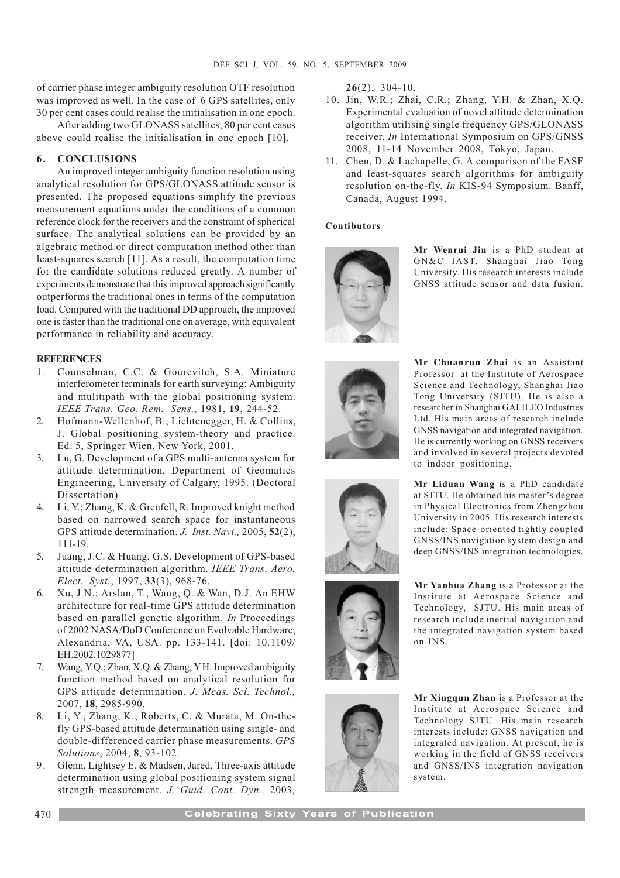of carrier phase integer ambiguity resolution OTF resolution was improved as well. In the case of 6 GPS satellites, only 30 per cent cases could realise the initialisation in one epoch.

After adding two GLONASS satellites, 80 per cent cases above could realise the initialisation in one epoch [10].

## 6. CONCLUSIONS

An improved integer ambiguity function resolution using analytical resolution for GPS/GLONASS attitude sensor is presented. The proposed equations simplify the previous measurement equations under the conditions of a common reference clock for the receivers and the constraint of spherical surface. The analytical solutions can be provided by an algebraic method or direct computation method other than least-squares search [11]. As a result, the computation time for the candidate solutions reduced greatly. A number of experiments demonstrate that this improved approach significantly outperforms the traditional ones in terms of the computation load. Compared with the traditional DD approach, the improved one is faster than the traditional one on average, with equivalent performance in reliability and accuracy.

## REFERENCES

1. Counselman, C.C. & Gourevitch, S.A. Miniature interferometer terminals for earth surveying: Ambiguity and mulitipath with the global positioning system. *IEEE Trans. Geo. Rem. Sens.*, 1981, **19**, 244-52.
2. Hofmann-Wellenhof, B.; Lichtenegger, H. & Collins, J. Global positioning system-theory and practice. Ed. 5, Springer Wien, New York, 2001.
3. Lu, G. Development of a GPS multi-antenna system for attitude determination, Department of Geomatics Engineering, University of Calgary, 1995. (Doctoral Dissertation)
4. Li, Y.; Zhang, K. & Grenfell, R. Improved knight method based on narrowed search space for instantaneous GPS attitude determination. *J. Inst. Navi.,* 2005, **52**(2), 111-19.
5. Juang, J.C. & Huang, G.S. Development of GPS-based attitude determination algorithm. *IEEE Trans. Aero. Elect. Syst.*, 1997, **33**(3), 968-76.
6. Xu, J.N.; Arslan, T.; Wang, Q. & Wan, D.J. An EHW architecture for real-time GPS attitude determination based on parallel genetic algorithm. *In* Proceedings of 2002 NASA/DoD Conference on Evolvable Hardware, Alexandria, VA, USA. pp. 133-141. [doi: 10.1109/EH.2002.1029877]
7. Wang, Y.Q.; Zhan, X.Q. & Zhang, Y.H. Improved ambiguity function method based on analytical resolution for GPS attitude determination. *J. Meas. Sci. Technol.,* 2007, **18**, 2985-990.
8. Li, Y.; Zhang, K.; Roberts, C. & Murata, M. On-the-fly GPS-based attitude determination using single- and double-differenced carrier phase measurements. *GPS Solutions*, 2004, **8**, 93-102.
9. Glenn, Lightsey E. & Madsen, Jared. Three-axis attitude determination using global positioning system signal strength measurement. *J. Guid. Cont. Dyn.,* 2003, **26**(2), 304-10.
10. Jin, W.R.; Zhai, C.R.; Zhang, Y.H. & Zhan, X.Q. Experimental evaluation of novel attitude determination algorithm utilising single frequency GPS/GLONASS receiver. *In* International Symposium on GPS/GNSS 2008, 11-14 November 2008, Tokyo, Japan.
11. Chen, D. & Lachapelle, G. A comparison of the FASF and least-squares search algorithms for ambiguity resolution on-the-fly. *In* KIS-94 Symposium. Banff, Canada, August 1994.

### Contibutors

**Mr Wenrui Jin** is a PhD student at GN&C IAST, Shanghai Jiao Tong University. His research interests include GNSS attitude sensor and data fusion.

**Mr Chuanrun Zhai** is an Assistant Professor at the Institute of Aerospace Science and Technology, Shanghai Jiao Tong University (SJTU). He is also a researcher in Shanghai GALILEO Industries Ltd. His main areas of research include GNSS navigation and integrated navigation. He is currently working on GNSS receivers and involved in several projects devoted to indoor positioning.

**Mr Liduan Wang** is a PhD candidate at SJTU. He obtained his master's degree in Physical Electronics from Zhengzhou University in 2005. His research interests include: Space-oriented tightly coupled GNSS/INS navigation system design and deep GNSS/INS integration technologies.

**Mr Yanhua Zhang** is a Professor at the Institute at Aerospace Science and Technology, SJTU. His main areas of research include inertial navigation and the integrated navigation system based on INS.

**Mr Xingqun Zhan** is a Professor at the Institute at Aerospace Science and Technology SJTU. His main research interests include: GNSS navigation and integrated navigation. At present, he is working in the field of GNSS receivers and GNSS/INS integration navigation system.